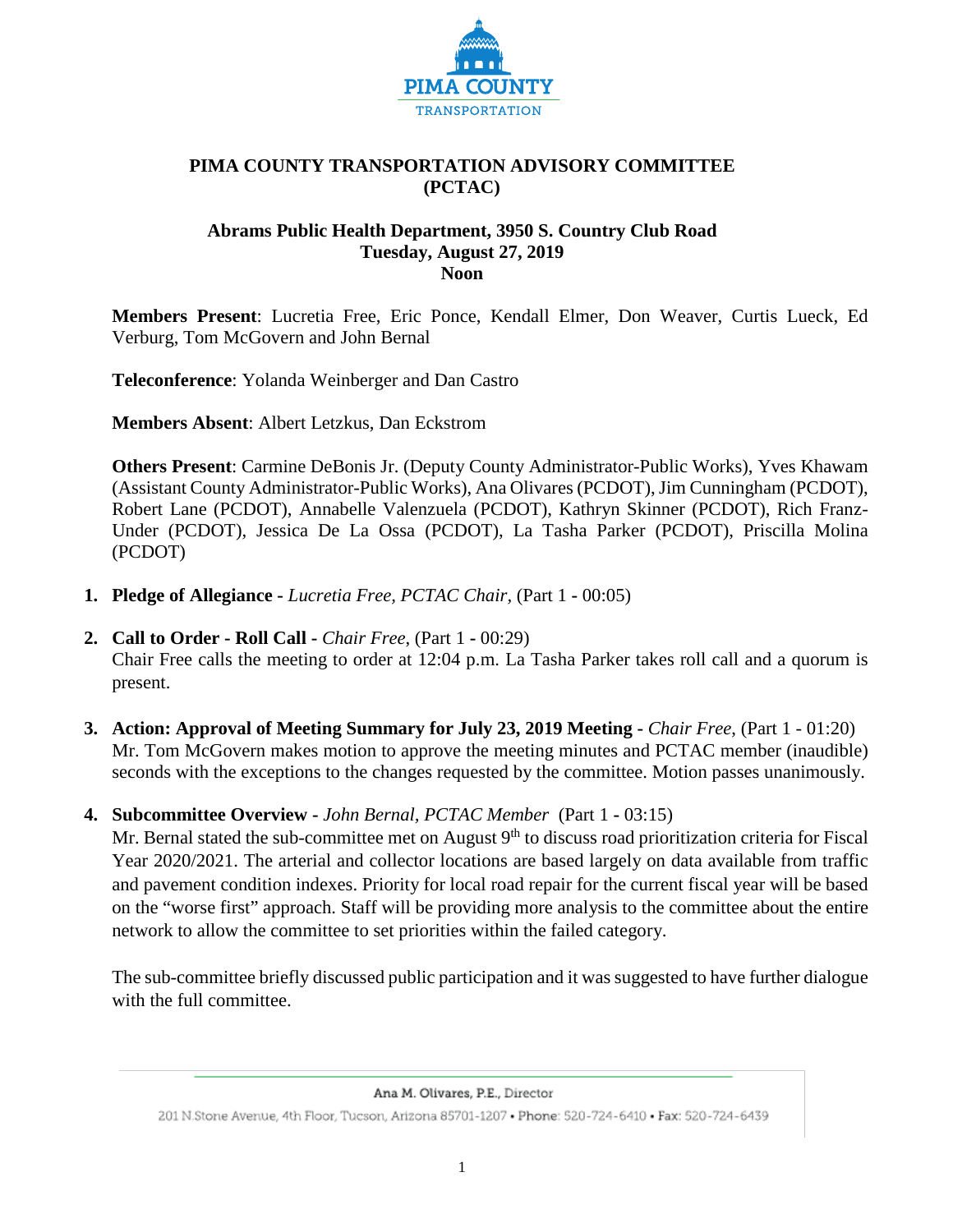# PIMA COUNTY TRANSPORTATION ADVISORY COMMITTEE (PCTAC)

**Abrams Public Health Department, 3950 S. Country Club Road**
**Tuesday, August 27, 2019**
**Noon**

**Members Present**: Lucretia Free, Eric Ponce, Kendall Elmer, Don Weaver, Curtis Lueck, Ed Verburg, Tom McGovern and John Bernal

**Teleconference**: Yolanda Weinberger and Dan Castro

**Members Absent**: Albert Letzkus, Dan Eckstrom

**Others Present**: Carmine DeBonis Jr. (Deputy County Administrator-Public Works), Yves Khawam (Assistant County Administrator-Public Works), Ana Olivares (PCDOT), Jim Cunningham (PCDOT), Robert Lane (PCDOT), Annabelle Valenzuela (PCDOT), Kathryn Skinner (PCDOT), Rich Franz-Under (PCDOT), Jessica De La Ossa (PCDOT), La Tasha Parker (PCDOT), Priscilla Molina (PCDOT)

1. **Pledge of Allegiance -** *Lucretia Free, PCTAC Chair,* (Part 1 - 00:05)

2. **Call to Order - Roll Call -** *Chair Free,* (Part 1 - 00:29)
   Chair Free calls the meeting to order at 12:04 p.m. La Tasha Parker takes roll call and a quorum is present.

3. **Action: Approval of Meeting Summary for July 23, 2019 Meeting -** *Chair Free,* (Part 1 - 01:20)
   Mr. Tom McGovern makes motion to approve the meeting minutes and PCTAC member (inaudible) seconds with the exceptions to the changes requested by the committee. Motion passes unanimously.

4. **Subcommittee Overview -** *John Bernal, PCTAC Member* (Part 1 - 03:15)
   Mr. Bernal stated the sub-committee met on August 9th to discuss road prioritization criteria for Fiscal Year 2020/2021. The arterial and collector locations are based largely on data available from traffic and pavement condition indexes. Priority for local road repair for the current fiscal year will be based on the "worse first" approach. Staff will be providing more analysis to the committee about the entire network to allow the committee to set priorities within the failed category.

   The sub-committee briefly discussed public participation and it was suggested to have further dialogue with the full committee.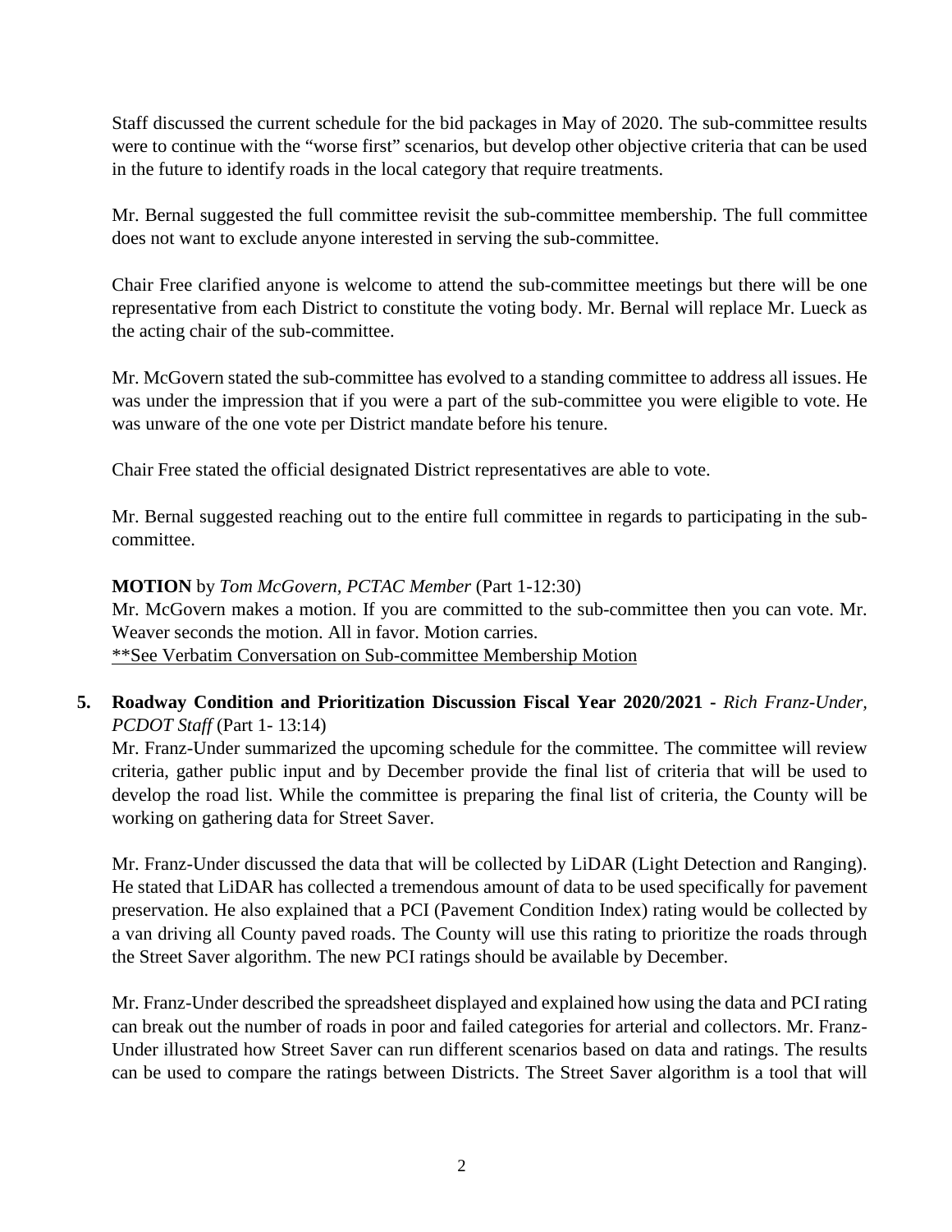Staff discussed the current schedule for the bid packages in May of 2020. The sub-committee results were to continue with the "worse first" scenarios, but develop other objective criteria that can be used in the future to identify roads in the local category that require treatments.

Mr. Bernal suggested the full committee revisit the sub-committee membership. The full committee does not want to exclude anyone interested in serving the sub-committee.

Chair Free clarified anyone is welcome to attend the sub-committee meetings but there will be one representative from each District to constitute the voting body. Mr. Bernal will replace Mr. Lueck as the acting chair of the sub-committee.

Mr. McGovern stated the sub-committee has evolved to a standing committee to address all issues. He was under the impression that if you were a part of the sub-committee you were eligible to vote. He was unware of the one vote per District mandate before his tenure.

Chair Free stated the official designated District representatives are able to vote.

Mr. Bernal suggested reaching out to the entire full committee in regards to participating in the sub-committee.

**MOTION** by *Tom McGovern, PCTAC Member* (Part 1-12:30)
Mr. McGovern makes a motion. If you are committed to the sub-committee then you can vote. Mr. Weaver seconds the motion. All in favor. Motion carries.
<u>**See Verbatim Conversation on Sub-committee Membership Motion</u>

5. **Roadway Condition and Prioritization Discussion Fiscal Year 2020/2021 -** *Rich Franz-Under, PCDOT Staff* (Part 1- 13:14)
Mr. Franz-Under summarized the upcoming schedule for the committee. The committee will review criteria, gather public input and by December provide the final list of criteria that will be used to develop the road list. While the committee is preparing the final list of criteria, the County will be working on gathering data for Street Saver.

Mr. Franz-Under discussed the data that will be collected by LiDAR (Light Detection and Ranging). He stated that LiDAR has collected a tremendous amount of data to be used specifically for pavement preservation. He also explained that a PCI (Pavement Condition Index) rating would be collected by a van driving all County paved roads. The County will use this rating to prioritize the roads through the Street Saver algorithm. The new PCI ratings should be available by December.

Mr. Franz-Under described the spreadsheet displayed and explained how using the data and PCI rating can break out the number of roads in poor and failed categories for arterial and collectors. Mr. Franz-Under illustrated how Street Saver can run different scenarios based on data and ratings. The results can be used to compare the ratings between Districts. The Street Saver algorithm is a tool that will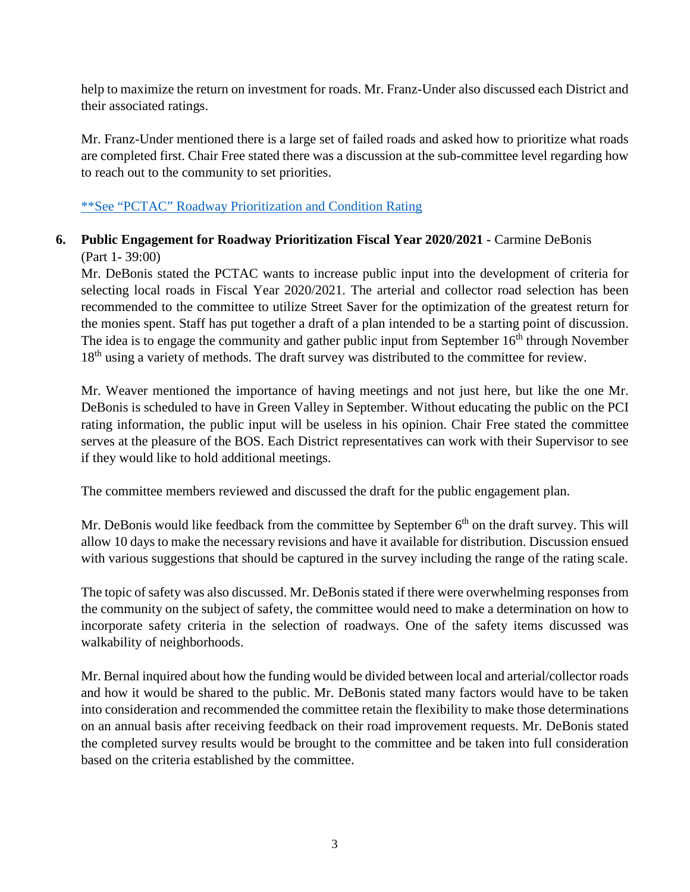help to maximize the return on investment for roads. Mr. Franz-Under also discussed each District and their associated ratings.

Mr. Franz-Under mentioned there is a large set of failed roads and asked how to prioritize what roads are completed first. Chair Free stated there was a discussion at the sub-committee level regarding how to reach out to the community to set priorities.

**See "PCTAC" Roadway Prioritization and Condition Rating

6. **Public Engagement for Roadway Prioritization Fiscal Year 2020/2021 -** Carmine DeBonis (Part 1- 39:00)

   Mr. DeBonis stated the PCTAC wants to increase public input into the development of criteria for selecting local roads in Fiscal Year 2020/2021. The arterial and collector road selection has been recommended to the committee to utilize Street Saver for the optimization of the greatest return for the monies spent. Staff has put together a draft of a plan intended to be a starting point of discussion. The idea is to engage the community and gather public input from September 16th through November 18th using a variety of methods. The draft survey was distributed to the committee for review.

   Mr. Weaver mentioned the importance of having meetings and not just here, but like the one Mr. DeBonis is scheduled to have in Green Valley in September. Without educating the public on the PCI rating information, the public input will be useless in his opinion. Chair Free stated the committee serves at the pleasure of the BOS. Each District representatives can work with their Supervisor to see if they would like to hold additional meetings.

   The committee members reviewed and discussed the draft for the public engagement plan.

   Mr. DeBonis would like feedback from the committee by September 6th on the draft survey. This will allow 10 days to make the necessary revisions and have it available for distribution. Discussion ensued with various suggestions that should be captured in the survey including the range of the rating scale.

   The topic of safety was also discussed. Mr. DeBonis stated if there were overwhelming responses from the community on the subject of safety, the committee would need to make a determination on how to incorporate safety criteria in the selection of roadways. One of the safety items discussed was walkability of neighborhoods.

   Mr. Bernal inquired about how the funding would be divided between local and arterial/collector roads and how it would be shared to the public. Mr. DeBonis stated many factors would have to be taken into consideration and recommended the committee retain the flexibility to make those determinations on an annual basis after receiving feedback on their road improvement requests. Mr. DeBonis stated the completed survey results would be brought to the committee and be taken into full consideration based on the criteria established by the committee.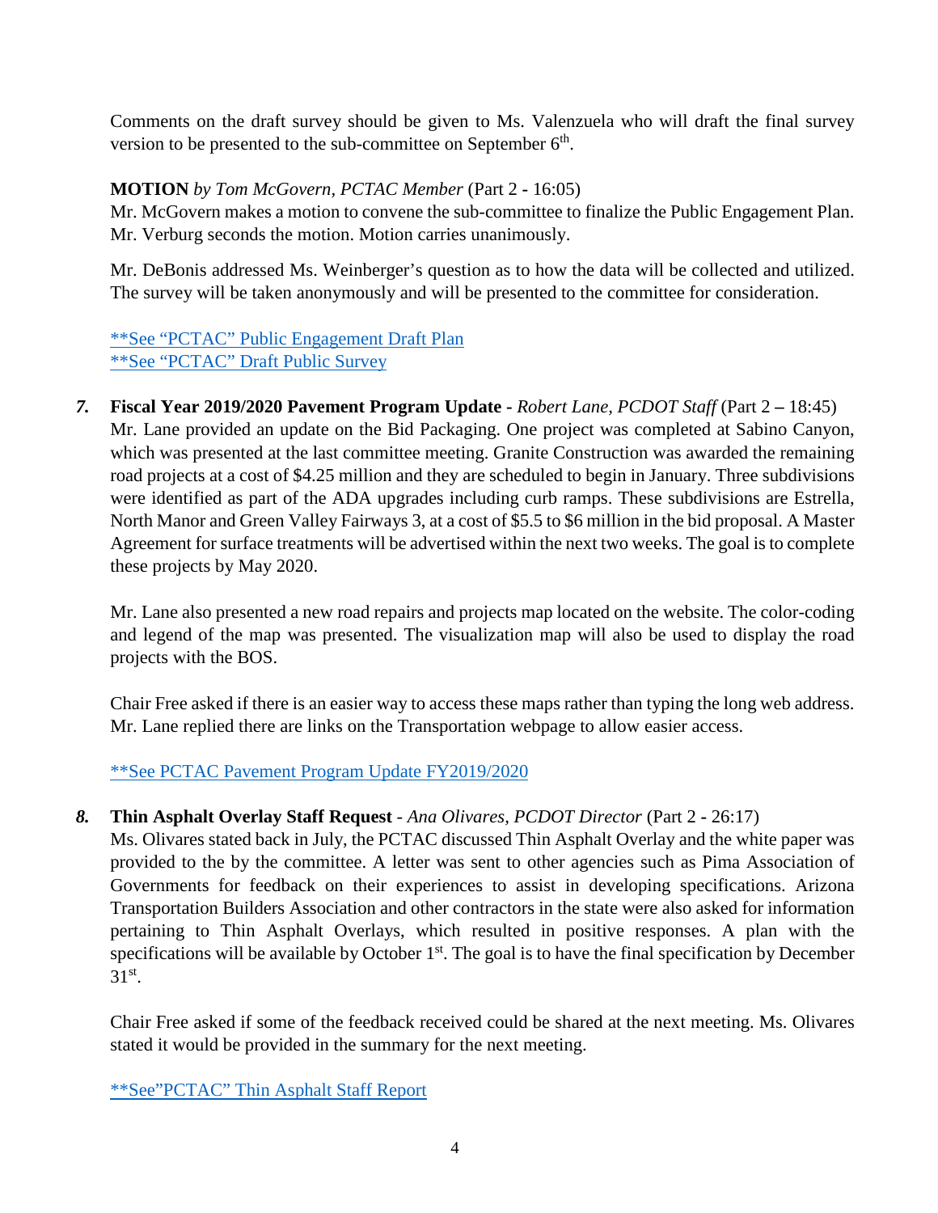Comments on the draft survey should be given to Ms. Valenzuela who will draft the final survey version to be presented to the sub-committee on September 6th.

**MOTION** *by Tom McGovern, PCTAC Member* (Part 2 - 16:05)
Mr. McGovern makes a motion to convene the sub-committee to finalize the Public Engagement Plan. Mr. Verburg seconds the motion. Motion carries unanimously.

Mr. DeBonis addressed Ms. Weinberger's question as to how the data will be collected and utilized. The survey will be taken anonymously and will be presented to the committee for consideration.

**See "PCTAC" Public Engagement Draft Plan
**See "PCTAC" Draft Public Survey

***7.*** **Fiscal Year 2019/2020 Pavement Program Update** - *Robert Lane, PCDOT Staff* (Part 2 – 18:45)
Mr. Lane provided an update on the Bid Packaging. One project was completed at Sabino Canyon, which was presented at the last committee meeting. Granite Construction was awarded the remaining road projects at a cost of $4.25 million and they are scheduled to begin in January. Three subdivisions were identified as part of the ADA upgrades including curb ramps. These subdivisions are Estrella, North Manor and Green Valley Fairways 3, at a cost of $5.5 to $6 million in the bid proposal. A Master Agreement for surface treatments will be advertised within the next two weeks. The goal is to complete these projects by May 2020.

Mr. Lane also presented a new road repairs and projects map located on the website. The color-coding and legend of the map was presented. The visualization map will also be used to display the road projects with the BOS.

Chair Free asked if there is an easier way to access these maps rather than typing the long web address. Mr. Lane replied there are links on the Transportation webpage to allow easier access.

**See PCTAC Pavement Program Update FY2019/2020

***8.*** **Thin Asphalt Overlay Staff Request** - *Ana Olivares, PCDOT Director* (Part 2 - 26:17)
Ms. Olivares stated back in July, the PCTAC discussed Thin Asphalt Overlay and the white paper was provided to the by the committee. A letter was sent to other agencies such as Pima Association of Governments for feedback on their experiences to assist in developing specifications. Arizona Transportation Builders Association and other contractors in the state were also asked for information pertaining to Thin Asphalt Overlays, which resulted in positive responses. A plan with the specifications will be available by October 1st. The goal is to have the final specification by December 31st.

Chair Free asked if some of the feedback received could be shared at the next meeting. Ms. Olivares stated it would be provided in the summary for the next meeting.

**See"PCTAC" Thin Asphalt Staff Report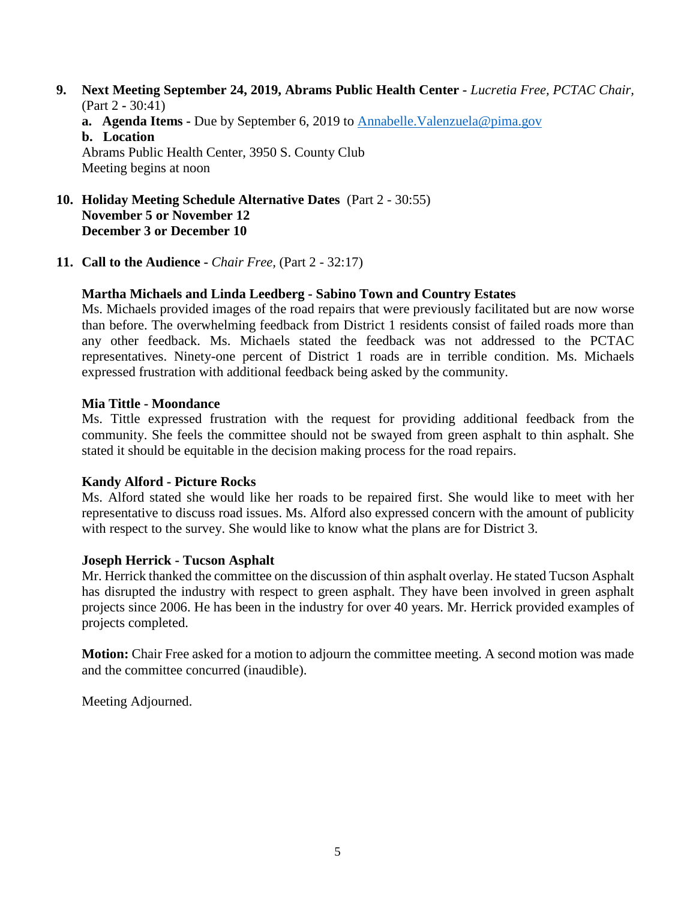9. **Next Meeting September 24, 2019, Abrams Public Health Center -** *Lucretia Free, PCTAC Chair,* (Part 2 - 30:41)

   **a. Agenda Items -** Due by September 6, 2019 to Annabelle.Valenzuela@pima.gov

   **b. Location**

   Abrams Public Health Center, 3950 S. County Club
   Meeting begins at noon

10. **Holiday Meeting Schedule Alternative Dates** (Part 2 - 30:55)
    **November 5 or November 12**
    **December 3 or December 10**

11. **Call to the Audience -** *Chair Free,* (Part 2 - 32:17)

    **Martha Michaels and Linda Leedberg - Sabino Town and Country Estates**
    Ms. Michaels provided images of the road repairs that were previously facilitated but are now worse than before. The overwhelming feedback from District 1 residents consist of failed roads more than any other feedback. Ms. Michaels stated the feedback was not addressed to the PCTAC representatives. Ninety-one percent of District 1 roads are in terrible condition. Ms. Michaels expressed frustration with additional feedback being asked by the community.

    **Mia Tittle - Moondance**
    Ms. Tittle expressed frustration with the request for providing additional feedback from the community. She feels the committee should not be swayed from green asphalt to thin asphalt. She stated it should be equitable in the decision making process for the road repairs.

    **Kandy Alford - Picture Rocks**
    Ms. Alford stated she would like her roads to be repaired first. She would like to meet with her representative to discuss road issues. Ms. Alford also expressed concern with the amount of publicity with respect to the survey. She would like to know what the plans are for District 3.

    **Joseph Herrick - Tucson Asphalt**
    Mr. Herrick thanked the committee on the discussion of thin asphalt overlay. He stated Tucson Asphalt has disrupted the industry with respect to green asphalt. They have been involved in green asphalt projects since 2006. He has been in the industry for over 40 years. Mr. Herrick provided examples of projects completed.

    **Motion:** Chair Free asked for a motion to adjourn the committee meeting. A second motion was made and the committee concurred (inaudible).

    Meeting Adjourned.